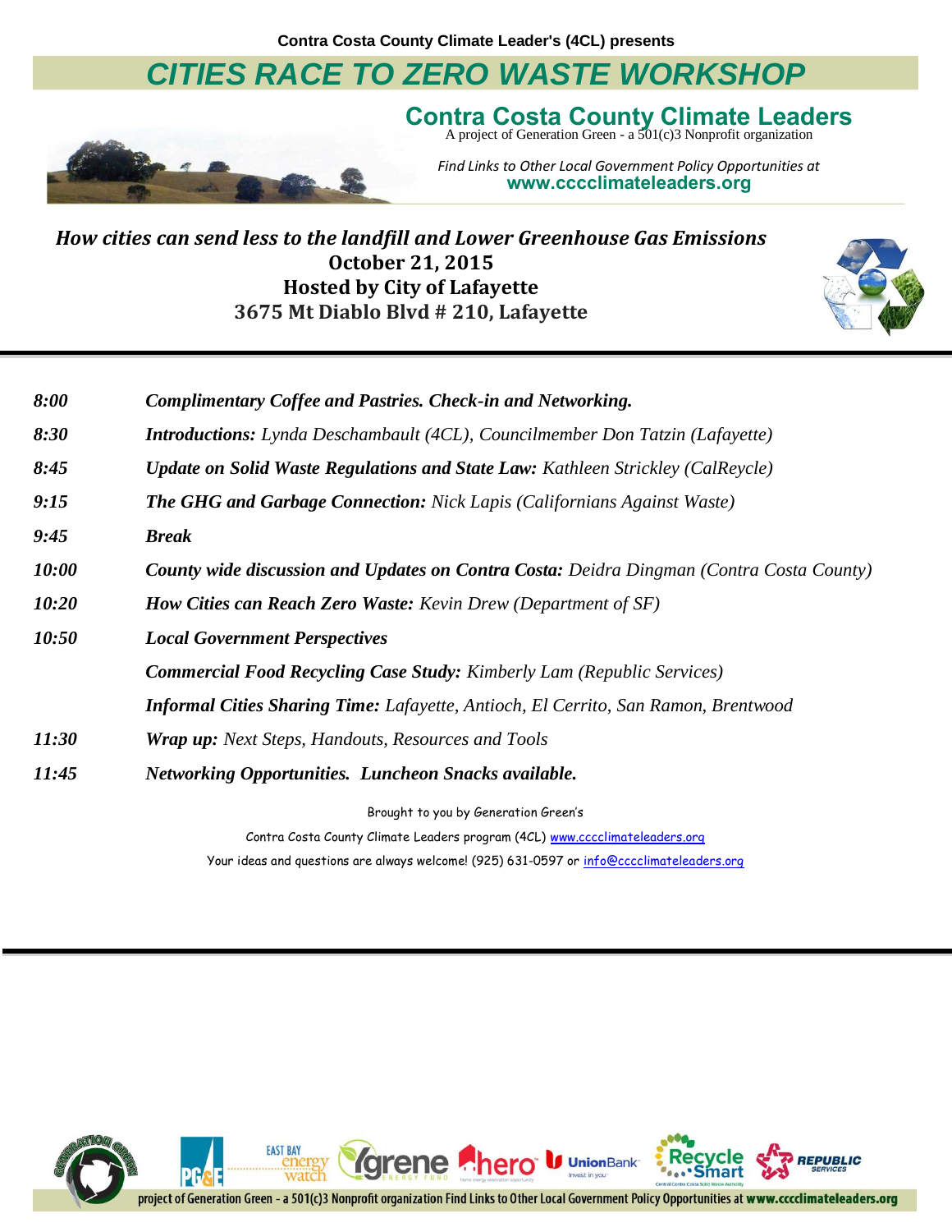Contra Costa County Climate Leader's (4CL) presents

# *CITIES RACE TO ZERO WASTE WORKSHOP*

## Contra Costa County Climate Leaders

A project of Generation Green - a 501(c)3 Nonprofit organization

*Find Links to Other Local Government Policy Opportunities at*
**www.cccclimateleaders.org**

### *How cities can send less to the landfill and Lower Greenhouse Gas Emissions*

**October 21, 2015**
**Hosted by City of Lafayette**
**3675 Mt Diablo Blvd # 210, Lafayette**

---

| | |
|---|---|
| ***8:00*** | ***Complimentary Coffee and Pastries. Check-in and Networking.*** |
| ***8:30*** | ***Introductions:*** *Lynda Deschambault (4CL), Councilmember Don Tatzin (Lafayette)* |
| ***8:45*** | ***Update on Solid Waste Regulations and State Law:*** *Kathleen Strickley (CalReycle)* |
| ***9:15*** | ***The GHG and Garbage Connection:*** *Nick Lapis (Californians Against Waste)* |
| ***9:45*** | ***Break*** |
| ***10:00*** | ***County wide discussion and Updates on Contra Costa:*** *Deidra Dingman (Contra Costa County)* |
| ***10:20*** | ***How Cities can Reach Zero Waste:*** *Kevin Drew (Department of SF)* |
| ***10:50*** | ***Local Government Perspectives*** |
| | ***Commercial Food Recycling Case Study:*** *Kimberly Lam (Republic Services)* |
| | ***Informal Cities Sharing Time:*** *Lafayette, Antioch, El Cerrito, San Ramon, Brentwood* |
| ***11:30*** | ***Wrap up:*** *Next Steps, Handouts, Resources and Tools* |
| ***11:45*** | ***Networking Opportunities. Luncheon Snacks available.*** |

Brought to you by Generation Green's

Contra Costa County Climate Leaders program (4CL) www.cccclimateleaders.org

Your ideas and questions are always welcome! (925) 631-0597 or info@cccclimateleaders.org

---

Generation Green · PG&E · East Bay Energy Watch · Ygrene Energy Fund · hero · UnionBank · Recycle Smart · Republic Services

project of Generation Green - a 501(c)3 Nonprofit organization Find Links to Other Local Government Policy Opportunities at **www.cccclimateleaders.org**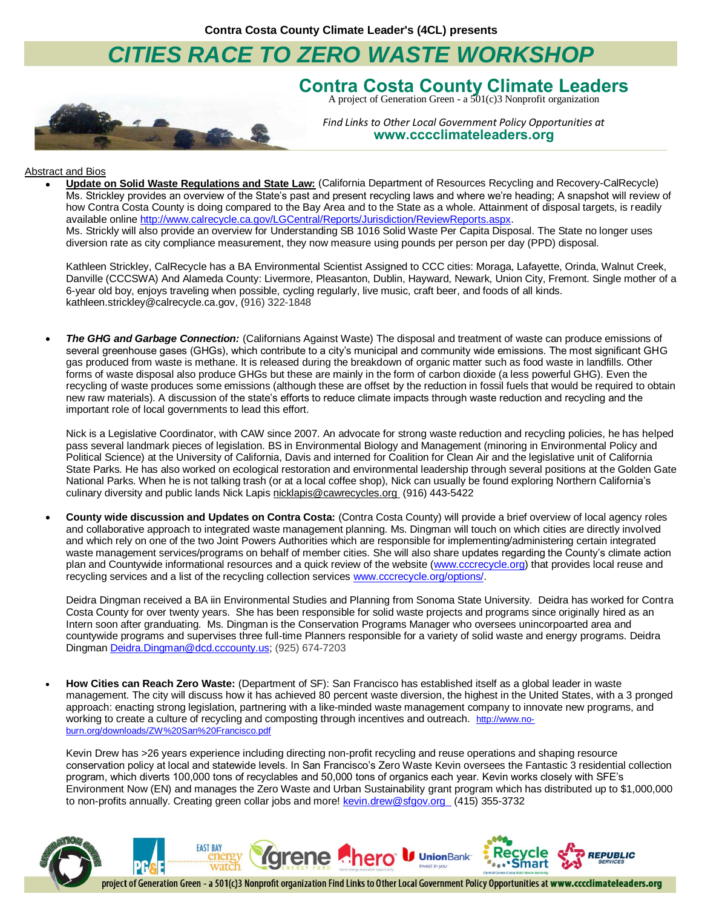Contra Costa County Climate Leader's (4CL) presents

# CITIES RACE TO ZERO WASTE WORKSHOP

## Contra Costa County Climate Leaders

A project of Generation Green - a 501(c)3 Nonprofit organization

*Find Links to Other Local Government Policy Opportunities at*
**www.cccclimateleaders.org**

Abstract and Bios

- **Update on Solid Waste Regulations and State Law:** (California Department of Resources Recycling and Recovery-CalRecycle) Ms. Strickley provides an overview of the State's past and present recycling laws and where we're heading; A snapshot will review of how Contra Costa County is doing compared to the Bay Area and to the State as a whole. Attainment of disposal targets, is readily available online http://www.calrecycle.ca.gov/LGCentral/Reports/Jurisdiction/ReviewReports.aspx.
  Ms. Strickly will also provide an overview for Understanding SB 1016 Solid Waste Per Capita Disposal. The State no longer uses diversion rate as city compliance measurement, they now measure using pounds per person per day (PPD) disposal.

  Kathleen Strickley, CalRecycle has a BA Environmental Scientist Assigned to CCC cities: Moraga, Lafayette, Orinda, Walnut Creek, Danville (CCCSWA) And Alameda County: Livermore, Pleasanton, Dublin, Hayward, Newark, Union City, Fremont. Single mother of a 6-year old boy, enjoys traveling when possible, cycling regularly, live music, craft beer, and foods of all kinds. kathleen.strickley@calrecycle.ca.gov, (916) 322-1848

- ***The GHG and Garbage Connection:*** (Californians Against Waste) The disposal and treatment of waste can produce emissions of several greenhouse gases (GHGs), which contribute to a city's municipal and community wide emissions. The most significant GHG gas produced from waste is methane. It is released during the breakdown of organic matter such as food waste in landfills. Other forms of waste disposal also produce GHGs but these are mainly in the form of carbon dioxide (a less powerful GHG). Even the recycling of waste produces some emissions (although these are offset by the reduction in fossil fuels that would be required to obtain new raw materials). A discussion of the state's efforts to reduce climate impacts through waste reduction and recycling and the important role of local governments to lead this effort.

  Nick is a Legislative Coordinator, with CAW since 2007. An advocate for strong waste reduction and recycling policies, he has helped pass several landmark pieces of legislation. BS in Environmental Biology and Management (minoring in Environmental Policy and Political Science) at the University of California, Davis and interned for Coalition for Clean Air and the legislative unit of California State Parks. He has also worked on ecological restoration and environmental leadership through several positions at the Golden Gate National Parks. When he is not talking trash (or at a local coffee shop), Nick can usually be found exploring Northern California's culinary diversity and public lands Nick Lapis nicklapis@cawrecycles.org (916) 443-5422

- **County wide discussion and Updates on Contra Costa:** (Contra Costa County) will provide a brief overview of local agency roles and collaborative approach to integrated waste management planning. Ms. Dingman will touch on which cities are directly involved and which rely on one of the two Joint Powers Authorities which are responsible for implementing/administering certain integrated waste management services/programs on behalf of member cities. She will also share updates regarding the County's climate action plan and Countywide informational resources and a quick review of the website (www.cccrecycle.org) that provides local reuse and recycling services and a list of the recycling collection services www.cccrecycle.org/options/.

  Deidra Dingman received a BA iin Environmental Studies and Planning from Sonoma State University. Deidra has worked for Contra Costa County for over twenty years. She has been responsible for solid waste projects and programs since originally hired as an Intern soon after granduating. Ms. Dingman is the Conservation Programs Manager who oversees unincorpoarted area and countywide programs and supervises three full-time Planners responsible for a variety of solid waste and energy programs. Deidra Dingman Deidra.Dingman@dcd.cccounty.us; (925) 674-7203

- **How Cities can Reach Zero Waste:** (Department of SF): San Francisco has established itself as a global leader in waste management. The city will discuss how it has achieved 80 percent waste diversion, the highest in the United States, with a 3 pronged approach: enacting strong legislation, partnering with a like-minded waste management company to innovate new programs, and working to create a culture of recycling and composting through incentives and outreach. http://www.no-burn.org/downloads/ZW%20San%20Francisco.pdf

  Kevin Drew has >26 years experience including directing non-profit recycling and reuse operations and shaping resource conservation policy at local and statewide levels. In San Francisco's Zero Waste Kevin oversees the Fantastic 3 residential collection program, which diverts 100,000 tons of recyclables and 50,000 tons of organics each year. Kevin works closely with SFE's Environment Now (EN) and manages the Zero Waste and Urban Sustainability grant program which has distributed up to $1,000,000 to non-profits annually. Creating green collar jobs and more! kevin.drew@sfgov.org (415) 355-3732

project of Generation Green - a 501(c)3 Nonprofit organization Find Links to Other Local Government Policy Opportunities at **www.cccclimateleaders.org**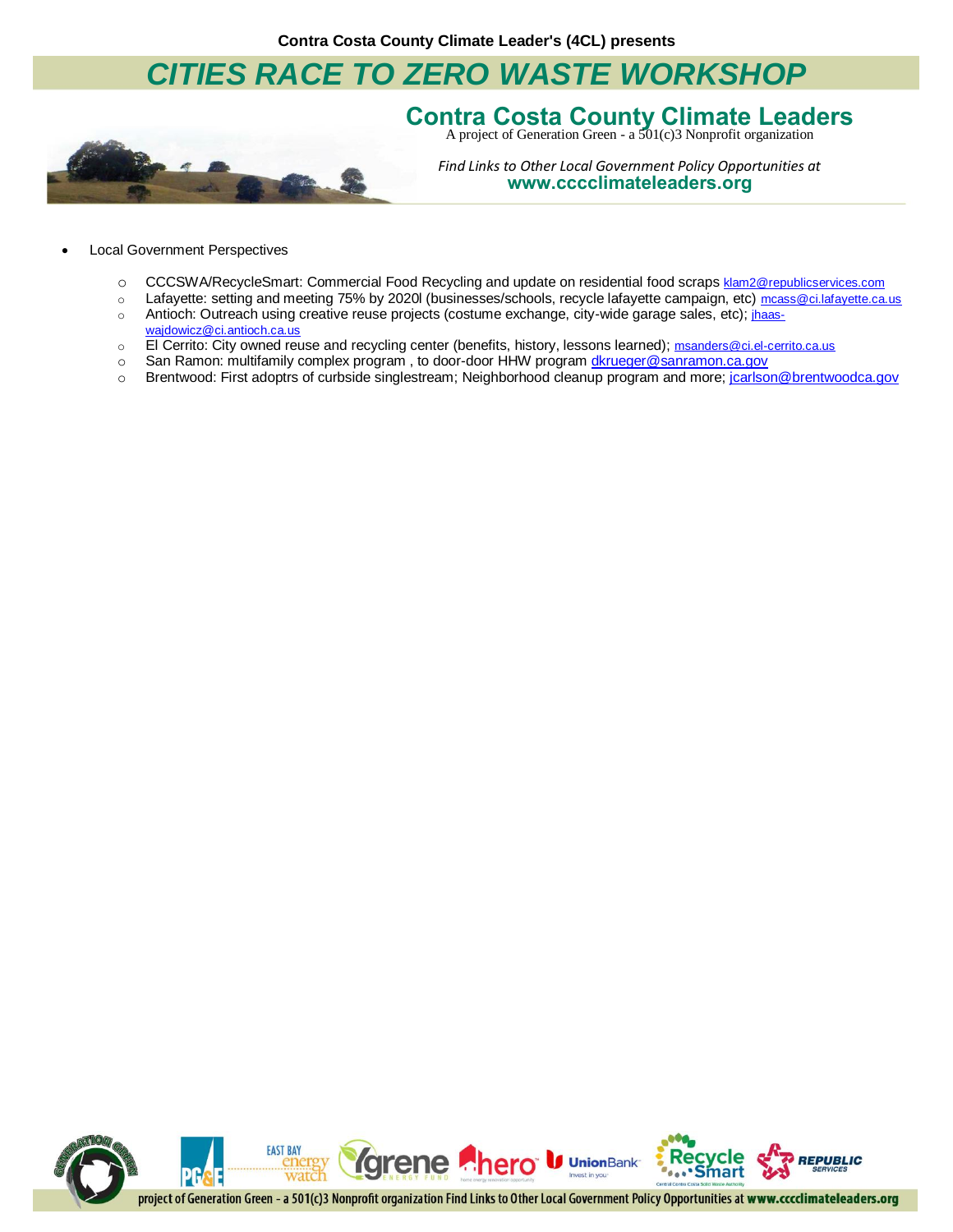- Local Government Perspectives
  - CCCSWA/RecycleSmart: Commercial Food Recycling and update on residential food scraps klam2@republicservices.com
  - Lafayette: setting and meeting 75% by 2020l (businesses/schools, recycle lafayette campaign, etc) mcass@ci.lafayette.ca.us
  - Antioch: Outreach using creative reuse projects (costume exchange, city-wide garage sales, etc); jhaas-wajdowicz@ci.antioch.ca.us
  - El Cerrito: City owned reuse and recycling center (benefits, history, lessons learned); msanders@ci.el-cerrito.ca.us
  - San Ramon: multifamily complex program , to door-door HHW program dkrueger@sanramon.ca.gov
  - Brentwood: First adoptrs of curbside singlestream; Neighborhood cleanup program and more; jcarlson@brentwoodca.gov